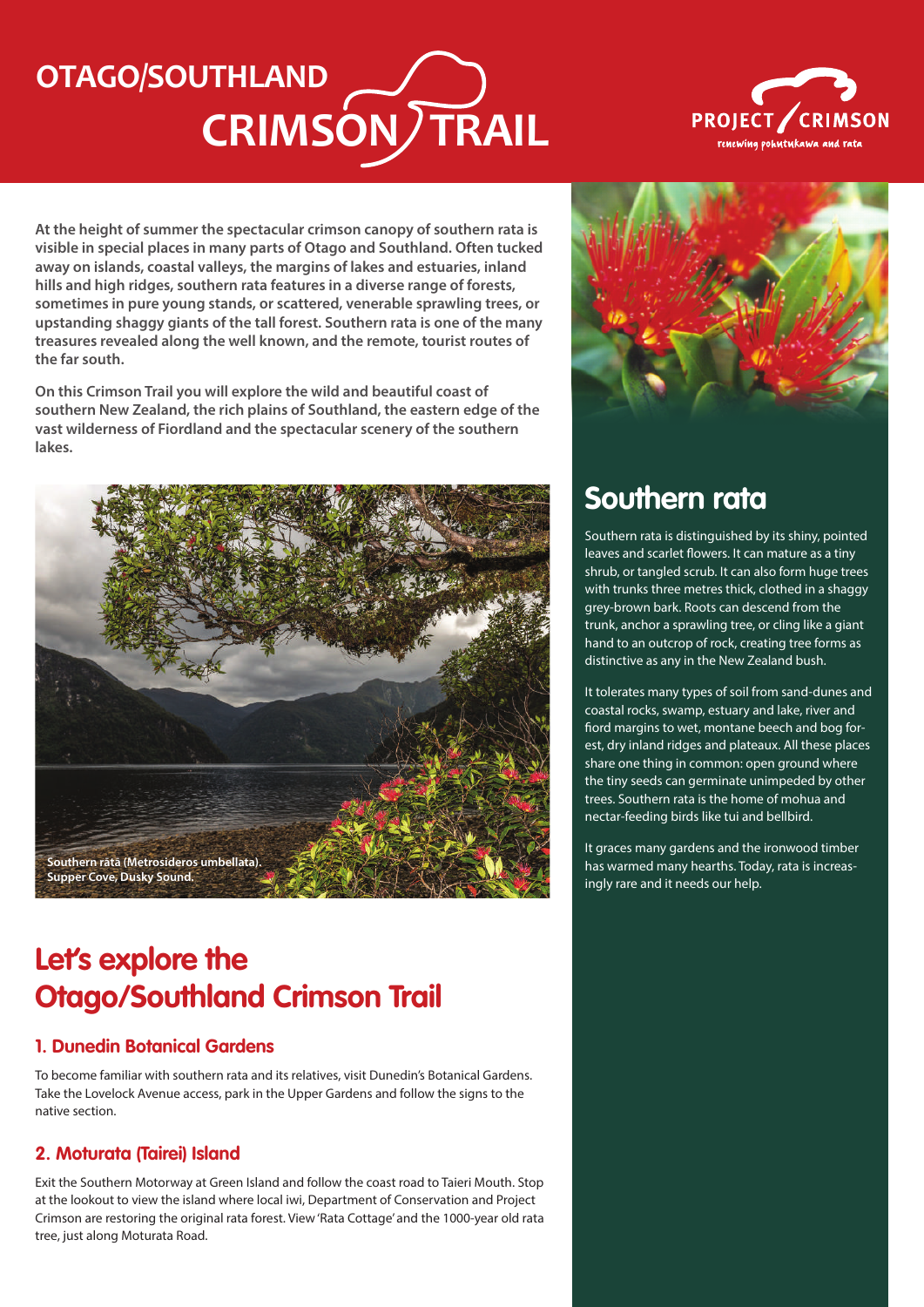# OTAGO/SOUTHLAND CRIMSON TRAIL

PROJECT CRIMSON
renewing pohutukawa and rata

**At the height of summer the spectacular crimson canopy of southern rata is visible in special places in many parts of Otago and Southland. Often tucked away on islands, coastal valleys, the margins of lakes and estuaries, inland hills and high ridges, southern rata features in a diverse range of forests, sometimes in pure young stands, or scattered, venerable sprawling trees, or upstanding shaggy giants of the tall forest. Southern rata is one of the many treasures revealed along the well known, and the remote, tourist routes of the far south.**

**On this Crimson Trail you will explore the wild and beautiful coast of southern New Zealand, the rich plains of Southland, the eastern edge of the vast wilderness of Fiordland and the spectacular scenery of the southern lakes.**

**Southern rata (Metrosideros umbellata). Supper Cove, Dusky Sound.**

## Southern rata

Southern rata is distinguished by its shiny, pointed leaves and scarlet flowers. It can mature as a tiny shrub, or tangled scrub. It can also form huge trees with trunks three metres thick, clothed in a shaggy grey-brown bark. Roots can descend from the trunk, anchor a sprawling tree, or cling like a giant hand to an outcrop of rock, creating tree forms as distinctive as any in the New Zealand bush.

It tolerates many types of soil from sand-dunes and coastal rocks, swamp, estuary and lake, river and fiord margins to wet, montane beech and bog forest, dry inland ridges and plateaux. All these places share one thing in common: open ground where the tiny seeds can germinate unimpeded by other trees. Southern rata is the home of mohua and nectar-feeding birds like tui and bellbird.

It graces many gardens and the ironwood timber has warmed many hearths. Today, rata is increasingly rare and it needs our help.

## Let's explore the Otago/Southland Crimson Trail

### 1. Dunedin Botanical Gardens

To become familiar with southern rata and its relatives, visit Dunedin's Botanical Gardens. Take the Lovelock Avenue access, park in the Upper Gardens and follow the signs to the native section.

### 2. Moturata (Tairei) Island

Exit the Southern Motorway at Green Island and follow the coast road to Taieri Mouth. Stop at the lookout to view the island where local iwi, Department of Conservation and Project Crimson are restoring the original rata forest. View 'Rata Cottage' and the 1000-year old rata tree, just along Moturata Road.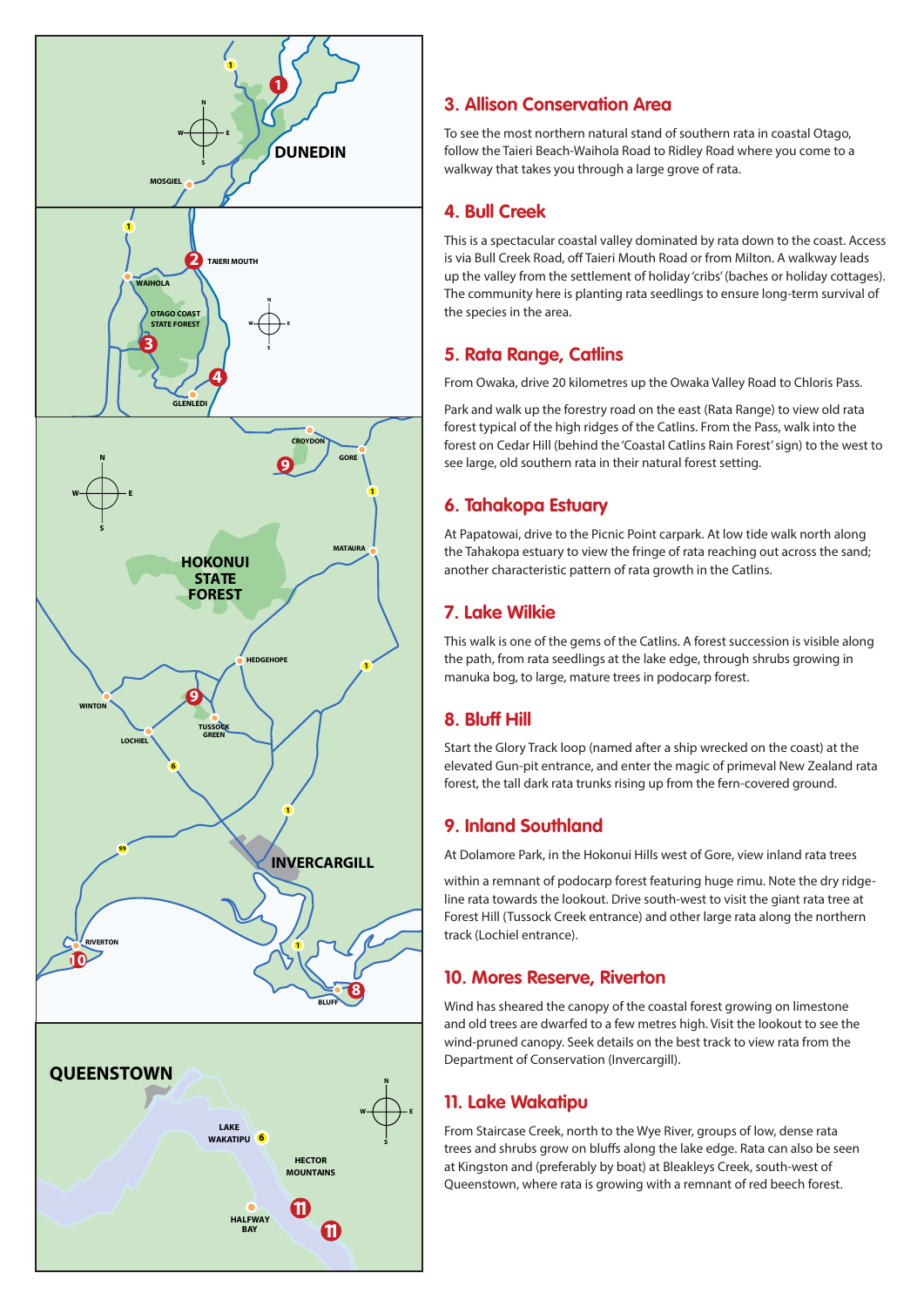## 3. Allison Conservation Area

To see the most northern natural stand of southern rata in coastal Otago, follow the Taieri Beach-Waihola Road to Ridley Road where you come to a walkway that takes you through a large grove of rata.

## 4. Bull Creek

This is a spectacular coastal valley dominated by rata down to the coast. Access is via Bull Creek Road, off Taieri Mouth Road or from Milton. A walkway leads up the valley from the settlement of holiday 'cribs' (baches or holiday cottages). The community here is planting rata seedlings to ensure long-term survival of the species in the area.

## 5. Rata Range, Catlins

From Owaka, drive 20 kilometres up the Owaka Valley Road to Chloris Pass.

Park and walk up the forestry road on the east (Rata Range) to view old rata forest typical of the high ridges of the Catlins. From the Pass, walk into the forest on Cedar Hill (behind the 'Coastal Catlins Rain Forest' sign) to the west to see large, old southern rata in their natural forest setting.

## 6. Tahakopa Estuary

At Papatowai, drive to the Picnic Point carpark. At low tide walk north along the Tahakopa estuary to view the fringe of rata reaching out across the sand; another characteristic pattern of rata growth in the Catlins.

## 7. Lake Wilkie

This walk is one of the gems of the Catlins. A forest succession is visible along the path, from rata seedlings at the lake edge, through shrubs growing in manuka bog, to large, mature trees in podocarp forest.

## 8. Bluff Hill

Start the Glory Track loop (named after a ship wrecked on the coast) at the elevated Gun-pit entrance, and enter the magic of primeval New Zealand rata forest, the tall dark rata trunks rising up from the fern-covered ground.

## 9. Inland Southland

At Dolamore Park, in the Hokonui Hills west of Gore, view inland rata trees

within a remnant of podocarp forest featuring huge rimu. Note the dry ridge-line rata towards the lookout. Drive south-west to visit the giant rata tree at Forest Hill (Tussock Creek entrance) and other large rata along the northern track (Lochiel entrance).

## 10. Mores Reserve, Riverton

Wind has sheared the canopy of the coastal forest growing on limestone and old trees are dwarfed to a few metres high. Visit the lookout to see the wind-pruned canopy. Seek details on the best track to view rata from the Department of Conservation (Invercargill).

## 11. Lake Wakatipu

From Staircase Creek, north to the Wye River, groups of low, dense rata trees and shrubs grow on bluffs along the lake edge. Rata can also be seen at Kingston and (preferably by boat) at Bleakleys Creek, south-west of Queenstown, where rata is growing with a remnant of red beech forest.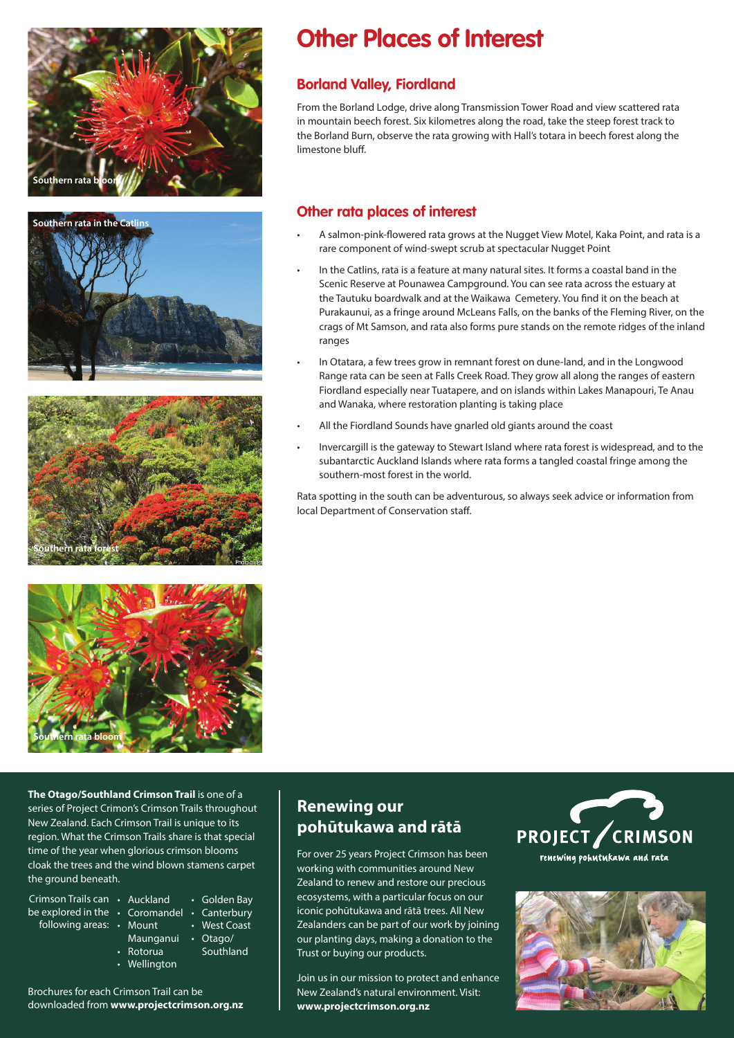Southern rata bloom

Southern rata in the Catlins

Southern rata forest

Southern rata bloom

# Other Places of Interest

## Borland Valley, Fiordland

From the Borland Lodge, drive along Transmission Tower Road and view scattered rata in mountain beech forest. Six kilometres along the road, take the steep forest track to the Borland Burn, observe the rata growing with Hall's totara in beech forest along the limestone bluff.

## Other rata places of interest

- A salmon-pink-flowered rata grows at the Nugget View Motel, Kaka Point, and rata is a rare component of wind-swept scrub at spectacular Nugget Point
- In the Catlins, rata is a feature at many natural sites. It forms a coastal band in the Scenic Reserve at Pounawea Campground. You can see rata across the estuary at the Tautuku boardwalk and at the Waikawa Cemetery. You find it on the beach at Purakaunui, as a fringe around McLeans Falls, on the banks of the Fleming River, on the crags of Mt Samson, and rata also forms pure stands on the remote ridges of the inland ranges
- In Otatara, a few trees grow in remnant forest on dune-land, and in the Longwood Range rata can be seen at Falls Creek Road. They grow all along the ranges of eastern Fiordland especially near Tuatapere, and on islands within Lakes Manapouri, Te Anau and Wanaka, where restoration planting is taking place
- All the Fiordland Sounds have gnarled old giants around the coast
- Invercargill is the gateway to Stewart Island where rata forest is widespread, and to the subantarctic Auckland Islands where rata forms a tangled coastal fringe among the southern-most forest in the world.

Rata spotting in the south can be adventurous, so always seek advice or information from local Department of Conservation staff.

**The Otago/Southland Crimson Trail** is one of a series of Project Crimon's Crimson Trails throughout New Zealand. Each Crimson Trail is unique to its region. What the Crimson Trails share is that special time of the year when glorious crimson blooms cloak the trees and the wind blown stamens carpet the ground beneath.

Crimson Trails can be explored in the following areas:

- Auckland
- Coromandel
- Mount Maunganui
- Rotorua
- Wellington
- Golden Bay
- Canterbury
- West Coast
- Otago/Southland

Brochures for each Crimson Trail can be downloaded from **www.projectcrimson.org.nz**

## Renewing our pohūtukawa and rātā

For over 25 years Project Crimson has been working with communities around New Zealand to renew and restore our precious ecosystems, with a particular focus on our iconic pohūtukawa and rātā trees. All New Zealanders can be part of our work by joining our planting days, making a donation to the Trust or buying our products.

Join us in our mission to protect and enhance New Zealand's natural environment. Visit: **www.projectcrimson.org.nz**

PROJECT CRIMSON

renewing pohutukawa and rata